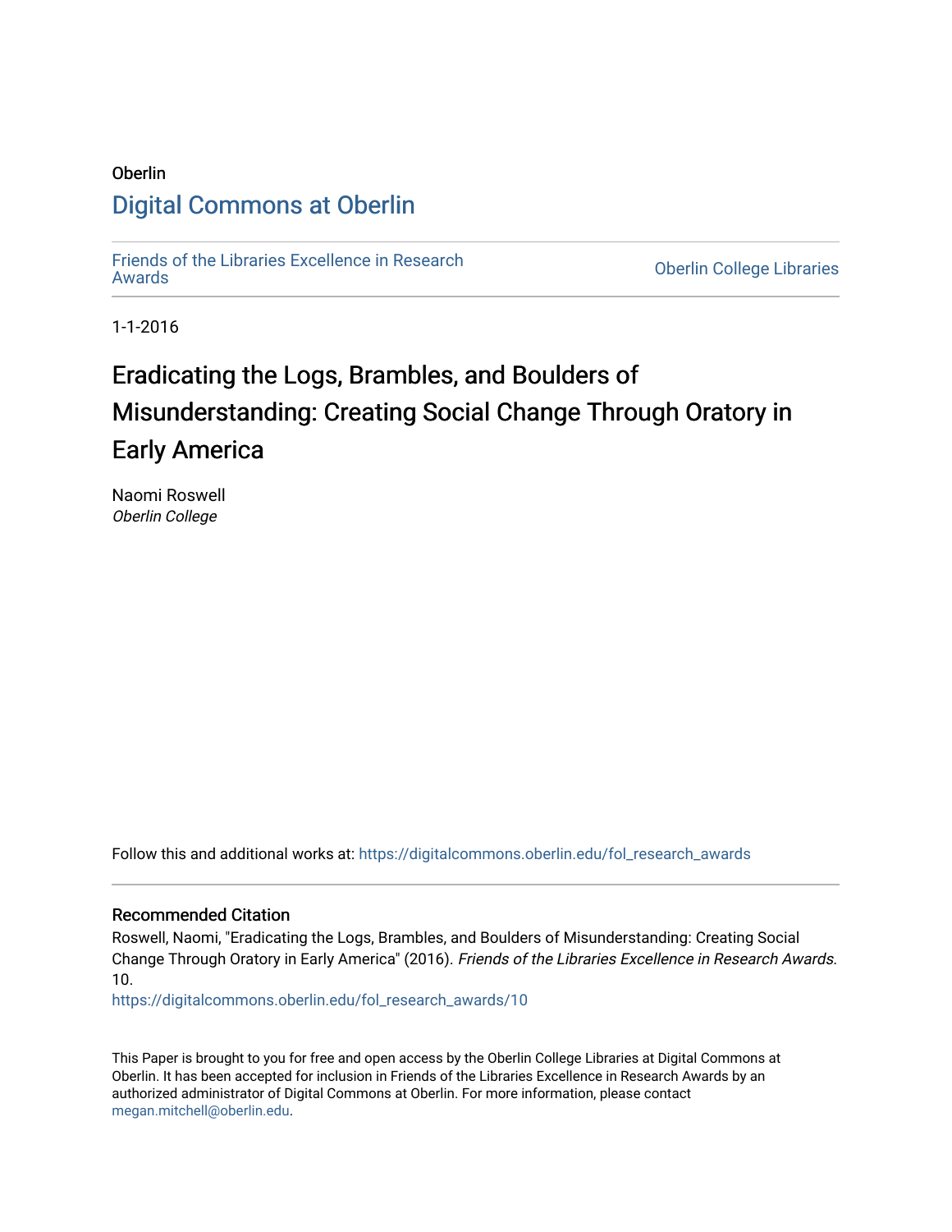Oberlin

# Digital Commons at Oberlin

Friends of the Libraries Excellence in Research Awards

Oberlin College Libraries

1-1-2016

# Eradicating the Logs, Brambles, and Boulders of Misunderstanding: Creating Social Change Through Oratory in Early America

Naomi Roswell
*Oberlin College*

Follow this and additional works at: https://digitalcommons.oberlin.edu/fol_research_awards

## Recommended Citation

Roswell, Naomi, "Eradicating the Logs, Brambles, and Boulders of Misunderstanding: Creating Social Change Through Oratory in Early America" (2016). *Friends of the Libraries Excellence in Research Awards*. 10.
https://digitalcommons.oberlin.edu/fol_research_awards/10

This Paper is brought to you for free and open access by the Oberlin College Libraries at Digital Commons at Oberlin. It has been accepted for inclusion in Friends of the Libraries Excellence in Research Awards by an authorized administrator of Digital Commons at Oberlin. For more information, please contact megan.mitchell@oberlin.edu.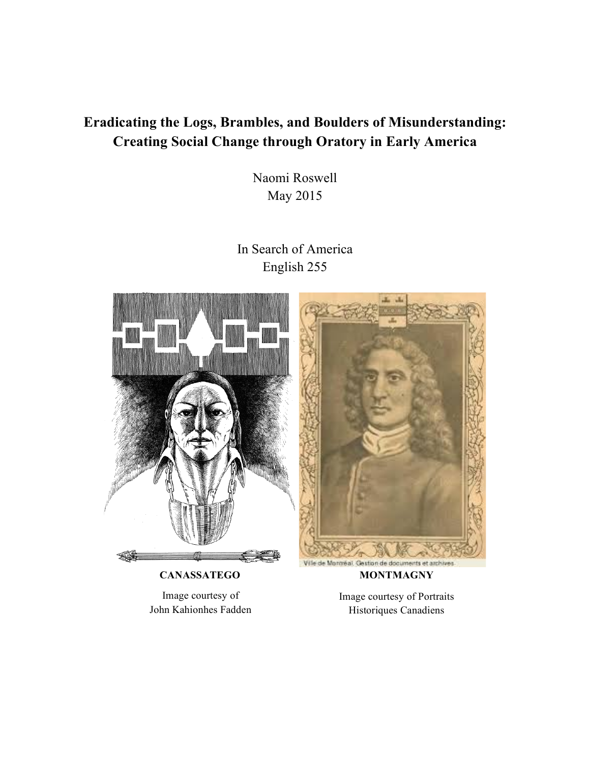# Eradicating the Logs, Brambles, and Boulders of Misunderstanding: Creating Social Change through Oratory in Early America

Naomi Roswell
May 2015

In Search of America
English 255

**CANASSATEGO**

Image courtesy of
John Kahionhes Fadden

**MONTMAGNY**

Image courtesy of Portraits Historiques Canadiens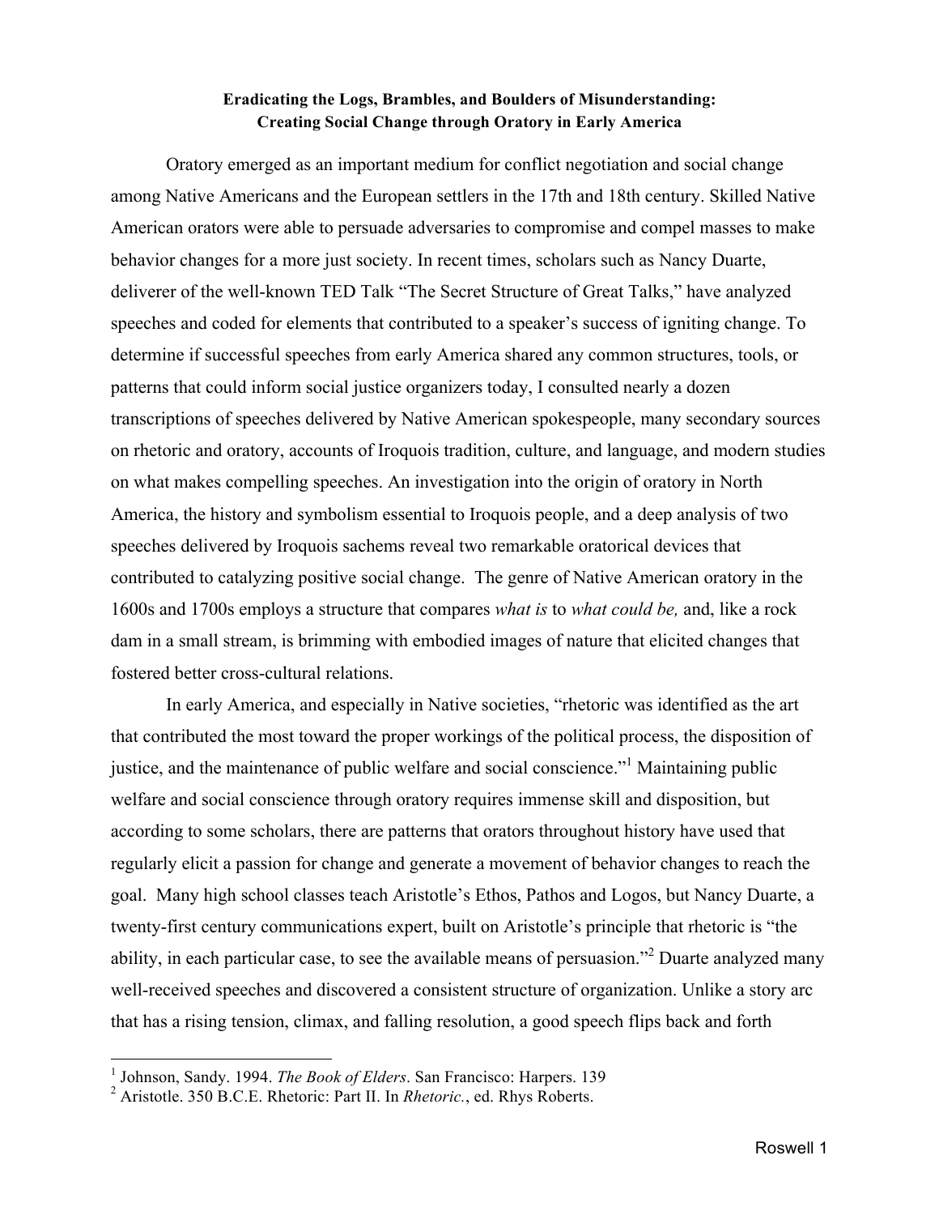**Eradicating the Logs, Brambles, and Boulders of Misunderstanding:**
**Creating Social Change through Oratory in Early America**

Oratory emerged as an important medium for conflict negotiation and social change among Native Americans and the European settlers in the 17th and 18th century. Skilled Native American orators were able to persuade adversaries to compromise and compel masses to make behavior changes for a more just society. In recent times, scholars such as Nancy Duarte, deliverer of the well-known TED Talk "The Secret Structure of Great Talks," have analyzed speeches and coded for elements that contributed to a speaker's success of igniting change. To determine if successful speeches from early America shared any common structures, tools, or patterns that could inform social justice organizers today, I consulted nearly a dozen transcriptions of speeches delivered by Native American spokespeople, many secondary sources on rhetoric and oratory, accounts of Iroquois tradition, culture, and language, and modern studies on what makes compelling speeches. An investigation into the origin of oratory in North America, the history and symbolism essential to Iroquois people, and a deep analysis of two speeches delivered by Iroquois sachems reveal two remarkable oratorical devices that contributed to catalyzing positive social change. The genre of Native American oratory in the 1600s and 1700s employs a structure that compares *what is* to *what could be,* and, like a rock dam in a small stream, is brimming with embodied images of nature that elicited changes that fostered better cross-cultural relations.

In early America, and especially in Native societies, "rhetoric was identified as the art that contributed the most toward the proper workings of the political process, the disposition of justice, and the maintenance of public welfare and social conscience."[1] Maintaining public welfare and social conscience through oratory requires immense skill and disposition, but according to some scholars, there are patterns that orators throughout history have used that regularly elicit a passion for change and generate a movement of behavior changes to reach the goal. Many high school classes teach Aristotle's Ethos, Pathos and Logos, but Nancy Duarte, a twenty-first century communications expert, built on Aristotle's principle that rhetoric is "the ability, in each particular case, to see the available means of persuasion."[2] Duarte analyzed many well-received speeches and discovered a consistent structure of organization. Unlike a story arc that has a rising tension, climax, and falling resolution, a good speech flips back and forth

---

[1] Johnson, Sandy. 1994. *The Book of Elders*. San Francisco: Harpers. 139

[2] Aristotle. 350 B.C.E. Rhetoric: Part II. In *Rhetoric.*, ed. Rhys Roberts.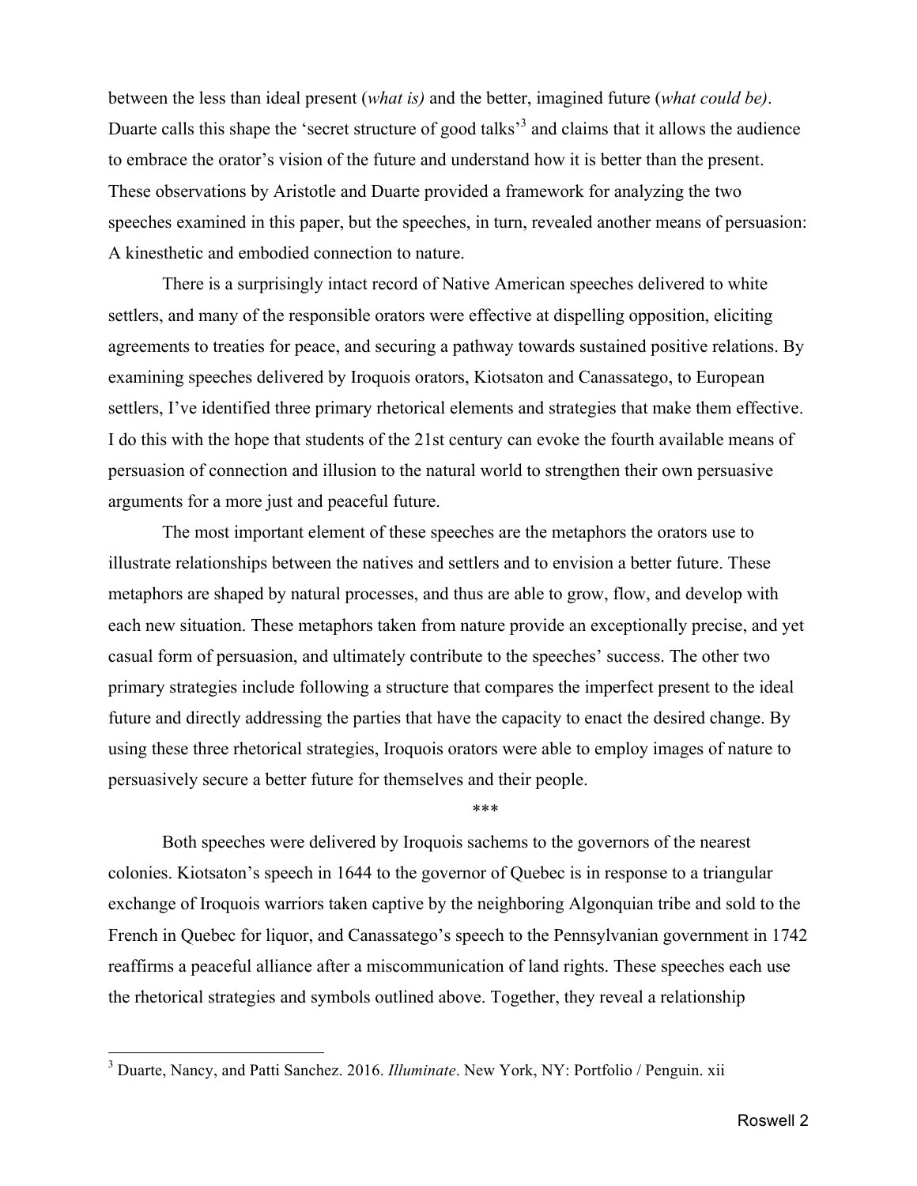between the less than ideal present (*what is)* and the better, imagined future (*what could be)*. Duarte calls this shape the 'secret structure of good talks'[3] and claims that it allows the audience to embrace the orator's vision of the future and understand how it is better than the present. These observations by Aristotle and Duarte provided a framework for analyzing the two speeches examined in this paper, but the speeches, in turn, revealed another means of persuasion: A kinesthetic and embodied connection to nature.

There is a surprisingly intact record of Native American speeches delivered to white settlers, and many of the responsible orators were effective at dispelling opposition, eliciting agreements to treaties for peace, and securing a pathway towards sustained positive relations. By examining speeches delivered by Iroquois orators, Kiotsaton and Canassatego, to European settlers, I've identified three primary rhetorical elements and strategies that make them effective. I do this with the hope that students of the 21st century can evoke the fourth available means of persuasion of connection and illusion to the natural world to strengthen their own persuasive arguments for a more just and peaceful future.

The most important element of these speeches are the metaphors the orators use to illustrate relationships between the natives and settlers and to envision a better future. These metaphors are shaped by natural processes, and thus are able to grow, flow, and develop with each new situation. These metaphors taken from nature provide an exceptionally precise, and yet casual form of persuasion, and ultimately contribute to the speeches' success. The other two primary strategies include following a structure that compares the imperfect present to the ideal future and directly addressing the parties that have the capacity to enact the desired change. By using these three rhetorical strategies, Iroquois orators were able to employ images of nature to persuasively secure a better future for themselves and their people.

\*\*\*

Both speeches were delivered by Iroquois sachems to the governors of the nearest colonies. Kiotsaton's speech in 1644 to the governor of Quebec is in response to a triangular exchange of Iroquois warriors taken captive by the neighboring Algonquian tribe and sold to the French in Quebec for liquor, and Canassatego's speech to the Pennsylvanian government in 1742 reaffirms a peaceful alliance after a miscommunication of land rights. These speeches each use the rhetorical strategies and symbols outlined above. Together, they reveal a relationship

---

[3] Duarte, Nancy, and Patti Sanchez. 2016. *Illuminate*. New York, NY: Portfolio / Penguin. xii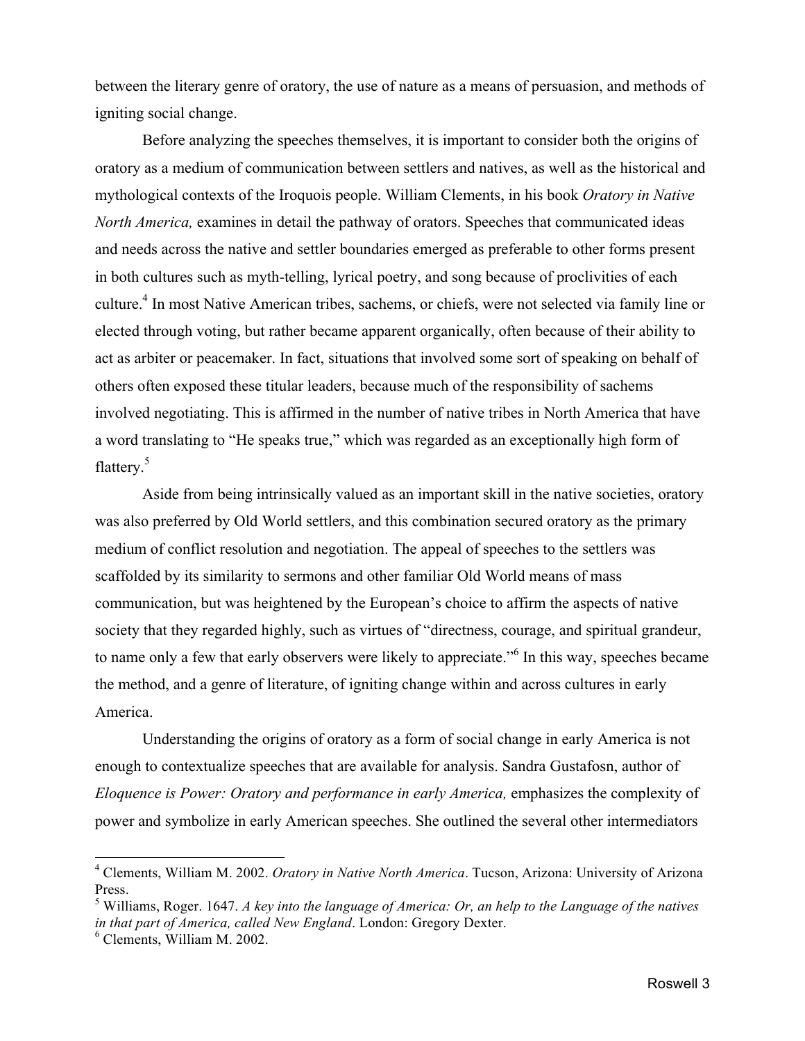between the literary genre of oratory, the use of nature as a means of persuasion, and methods of igniting social change.

Before analyzing the speeches themselves, it is important to consider both the origins of oratory as a medium of communication between settlers and natives, as well as the historical and mythological contexts of the Iroquois people. William Clements, in his book *Oratory in Native North America,* examines in detail the pathway of orators. Speeches that communicated ideas and needs across the native and settler boundaries emerged as preferable to other forms present in both cultures such as myth-telling, lyrical poetry, and song because of proclivities of each culture.[4] In most Native American tribes, sachems, or chiefs, were not selected via family line or elected through voting, but rather became apparent organically, often because of their ability to act as arbiter or peacemaker. In fact, situations that involved some sort of speaking on behalf of others often exposed these titular leaders, because much of the responsibility of sachems involved negotiating. This is affirmed in the number of native tribes in North America that have a word translating to "He speaks true," which was regarded as an exceptionally high form of flattery.[5]

Aside from being intrinsically valued as an important skill in the native societies, oratory was also preferred by Old World settlers, and this combination secured oratory as the primary medium of conflict resolution and negotiation. The appeal of speeches to the settlers was scaffolded by its similarity to sermons and other familiar Old World means of mass communication, but was heightened by the European's choice to affirm the aspects of native society that they regarded highly, such as virtues of "directness, courage, and spiritual grandeur, to name only a few that early observers were likely to appreciate."[6] In this way, speeches became the method, and a genre of literature, of igniting change within and across cultures in early America.

Understanding the origins of oratory as a form of social change in early America is not enough to contextualize speeches that are available for analysis. Sandra Gustafosn, author of *Eloquence is Power: Oratory and performance in early America,* emphasizes the complexity of power and symbolize in early American speeches. She outlined the several other intermediators

---

[4] Clements, William M. 2002. *Oratory in Native North America*. Tucson, Arizona: University of Arizona Press.

[5] Williams, Roger. 1647. *A key into the language of America: Or, an help to the Language of the natives in that part of America, called New England*. London: Gregory Dexter.

[6] Clements, William M. 2002.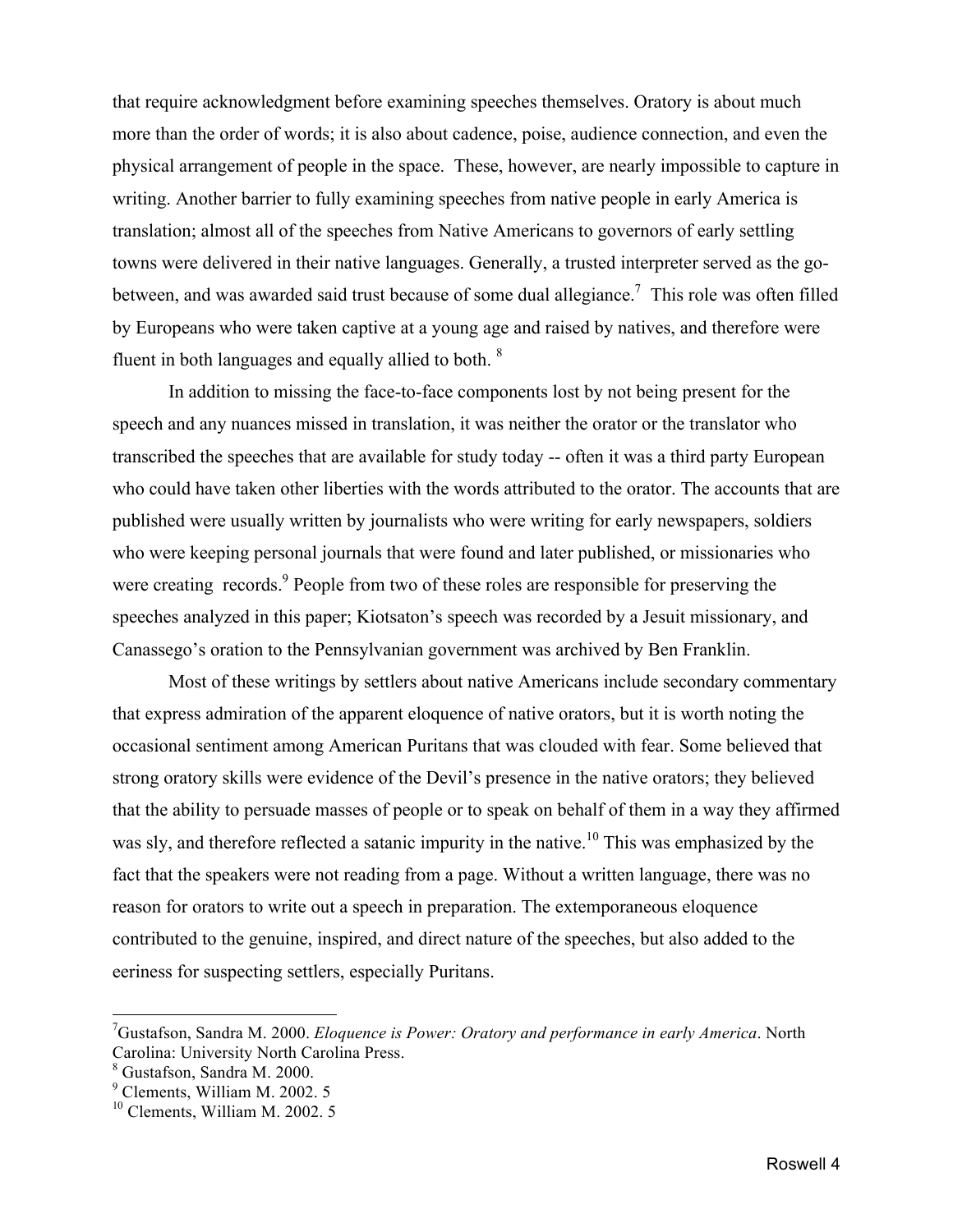that require acknowledgment before examining speeches themselves. Oratory is about much more than the order of words; it is also about cadence, poise, audience connection, and even the physical arrangement of people in the space. These, however, are nearly impossible to capture in writing. Another barrier to fully examining speeches from native people in early America is translation; almost all of the speeches from Native Americans to governors of early settling towns were delivered in their native languages. Generally, a trusted interpreter served as the go-between, and was awarded said trust because of some dual allegiance.[7] This role was often filled by Europeans who were taken captive at a young age and raised by natives, and therefore were fluent in both languages and equally allied to both.[8]

In addition to missing the face-to-face components lost by not being present for the speech and any nuances missed in translation, it was neither the orator or the translator who transcribed the speeches that are available for study today -- often it was a third party European who could have taken other liberties with the words attributed to the orator. The accounts that are published were usually written by journalists who were writing for early newspapers, soldiers who were keeping personal journals that were found and later published, or missionaries who were creating records.[9] People from two of these roles are responsible for preserving the speeches analyzed in this paper; Kiotsaton's speech was recorded by a Jesuit missionary, and Canassego's oration to the Pennsylvanian government was archived by Ben Franklin.

Most of these writings by settlers about native Americans include secondary commentary that express admiration of the apparent eloquence of native orators, but it is worth noting the occasional sentiment among American Puritans that was clouded with fear. Some believed that strong oratory skills were evidence of the Devil's presence in the native orators; they believed that the ability to persuade masses of people or to speak on behalf of them in a way they affirmed was sly, and therefore reflected a satanic impurity in the native.[10] This was emphasized by the fact that the speakers were not reading from a page. Without a written language, there was no reason for orators to write out a speech in preparation. The extemporaneous eloquence contributed to the genuine, inspired, and direct nature of the speeches, but also added to the eeriness for suspecting settlers, especially Puritans.

---

[7] Gustafson, Sandra M. 2000. *Eloquence is Power: Oratory and performance in early America*. North Carolina: University North Carolina Press.

[8] Gustafson, Sandra M. 2000.

[9] Clements, William M. 2002. 5

[10] Clements, William M. 2002. 5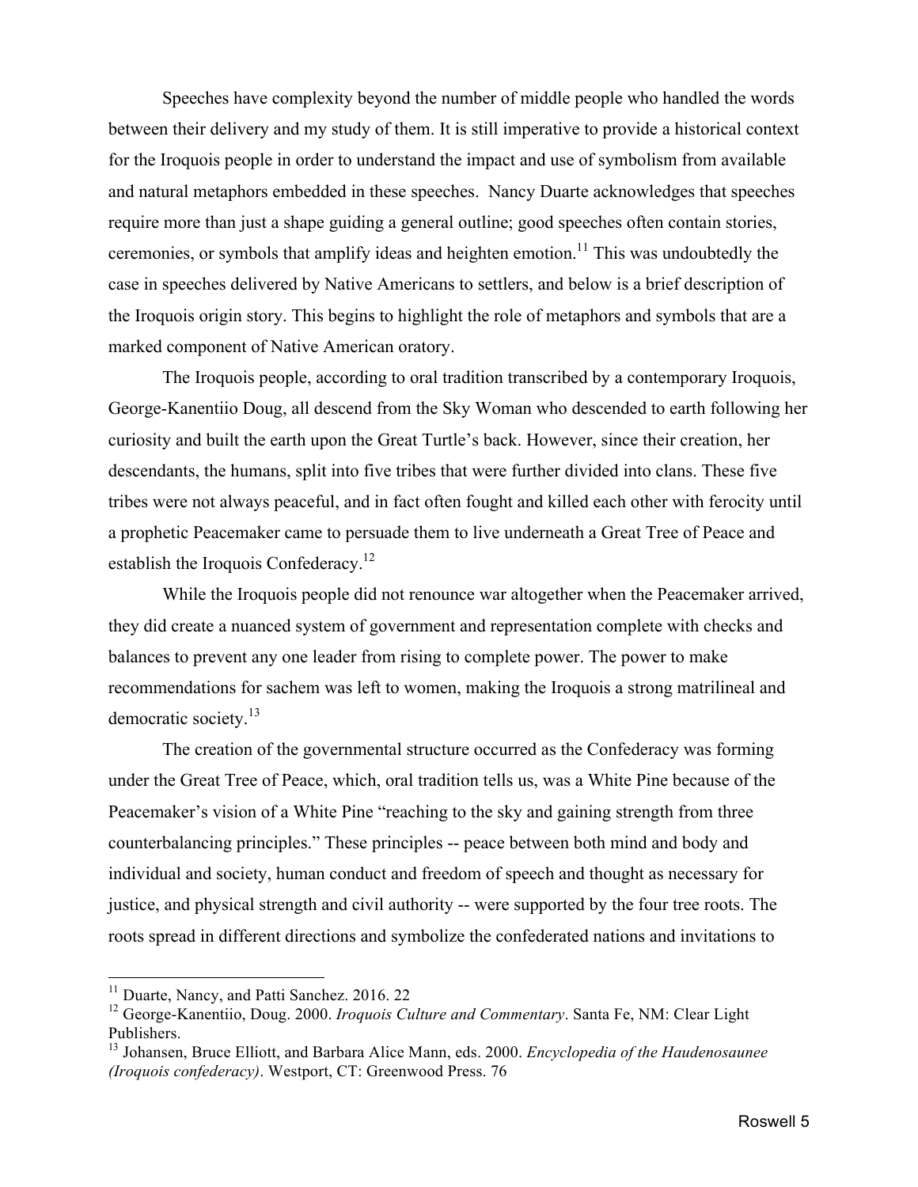Speeches have complexity beyond the number of middle people who handled the words between their delivery and my study of them. It is still imperative to provide a historical context for the Iroquois people in order to understand the impact and use of symbolism from available and natural metaphors embedded in these speeches. Nancy Duarte acknowledges that speeches require more than just a shape guiding a general outline; good speeches often contain stories, ceremonies, or symbols that amplify ideas and heighten emotion.[11] This was undoubtedly the case in speeches delivered by Native Americans to settlers, and below is a brief description of the Iroquois origin story. This begins to highlight the role of metaphors and symbols that are a marked component of Native American oratory.

The Iroquois people, according to oral tradition transcribed by a contemporary Iroquois, George-Kanentiio Doug, all descend from the Sky Woman who descended to earth following her curiosity and built the earth upon the Great Turtle's back. However, since their creation, her descendants, the humans, split into five tribes that were further divided into clans. These five tribes were not always peaceful, and in fact often fought and killed each other with ferocity until a prophetic Peacemaker came to persuade them to live underneath a Great Tree of Peace and establish the Iroquois Confederacy.[12]

While the Iroquois people did not renounce war altogether when the Peacemaker arrived, they did create a nuanced system of government and representation complete with checks and balances to prevent any one leader from rising to complete power. The power to make recommendations for sachem was left to women, making the Iroquois a strong matrilineal and democratic society.[13]

The creation of the governmental structure occurred as the Confederacy was forming under the Great Tree of Peace, which, oral tradition tells us, was a White Pine because of the Peacemaker's vision of a White Pine "reaching to the sky and gaining strength from three counterbalancing principles." These principles -- peace between both mind and body and individual and society, human conduct and freedom of speech and thought as necessary for justice, and physical strength and civil authority -- were supported by the four tree roots. The roots spread in different directions and symbolize the confederated nations and invitations to

---

[11] Duarte, Nancy, and Patti Sanchez. 2016. 22

[12] George-Kanentiio, Doug. 2000. *Iroquois Culture and Commentary*. Santa Fe, NM: Clear Light Publishers.

[13] Johansen, Bruce Elliott, and Barbara Alice Mann, eds. 2000. *Encyclopedia of the Haudenosaunee (Iroquois confederacy)*. Westport, CT: Greenwood Press. 76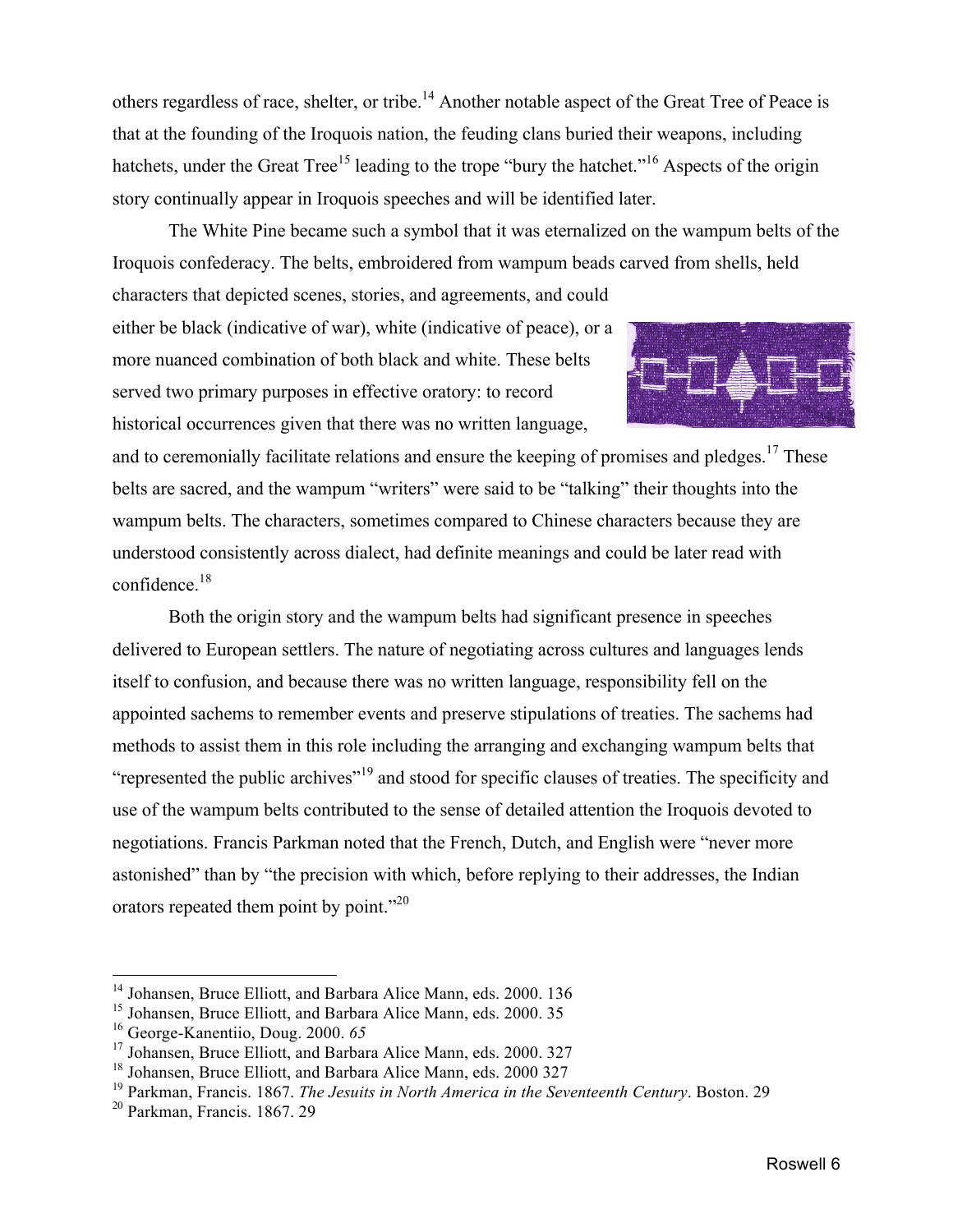others regardless of race, shelter, or tribe.[14] Another notable aspect of the Great Tree of Peace is that at the founding of the Iroquois nation, the feuding clans buried their weapons, including hatchets, under the Great Tree[15] leading to the trope "bury the hatchet."[16] Aspects of the origin story continually appear in Iroquois speeches and will be identified later.

The White Pine became such a symbol that it was eternalized on the wampum belts of the Iroquois confederacy. The belts, embroidered from wampum beads carved from shells, held characters that depicted scenes, stories, and agreements, and could either be black (indicative of war), white (indicative of peace), or a more nuanced combination of both black and white. These belts served two primary purposes in effective oratory: to record historical occurrences given that there was no written language, and to ceremonially facilitate relations and ensure the keeping of promises and pledges.[17] These belts are sacred, and the wampum "writers" were said to be "talking" their thoughts into the wampum belts. The characters, sometimes compared to Chinese characters because they are understood consistently across dialect, had definite meanings and could be later read with confidence.[18]

Both the origin story and the wampum belts had significant presence in speeches delivered to European settlers. The nature of negotiating across cultures and languages lends itself to confusion, and because there was no written language, responsibility fell on the appointed sachems to remember events and preserve stipulations of treaties. The sachems had methods to assist them in this role including the arranging and exchanging wampum belts that "represented the public archives"[19] and stood for specific clauses of treaties. The specificity and use of the wampum belts contributed to the sense of detailed attention the Iroquois devoted to negotiations. Francis Parkman noted that the French, Dutch, and English were "never more astonished" than by "the precision with which, before replying to their addresses, the Indian orators repeated them point by point."[20]

---

[14] Johansen, Bruce Elliott, and Barbara Alice Mann, eds. 2000. 136

[15] Johansen, Bruce Elliott, and Barbara Alice Mann, eds. 2000. 35

[16] George-Kanentiio, Doug. 2000. *65*

[17] Johansen, Bruce Elliott, and Barbara Alice Mann, eds. 2000. 327

[18] Johansen, Bruce Elliott, and Barbara Alice Mann, eds. 2000 327

[19] Parkman, Francis. 1867. *The Jesuits in North America in the Seventeenth Century*. Boston. 29

[20] Parkman, Francis. 1867. 29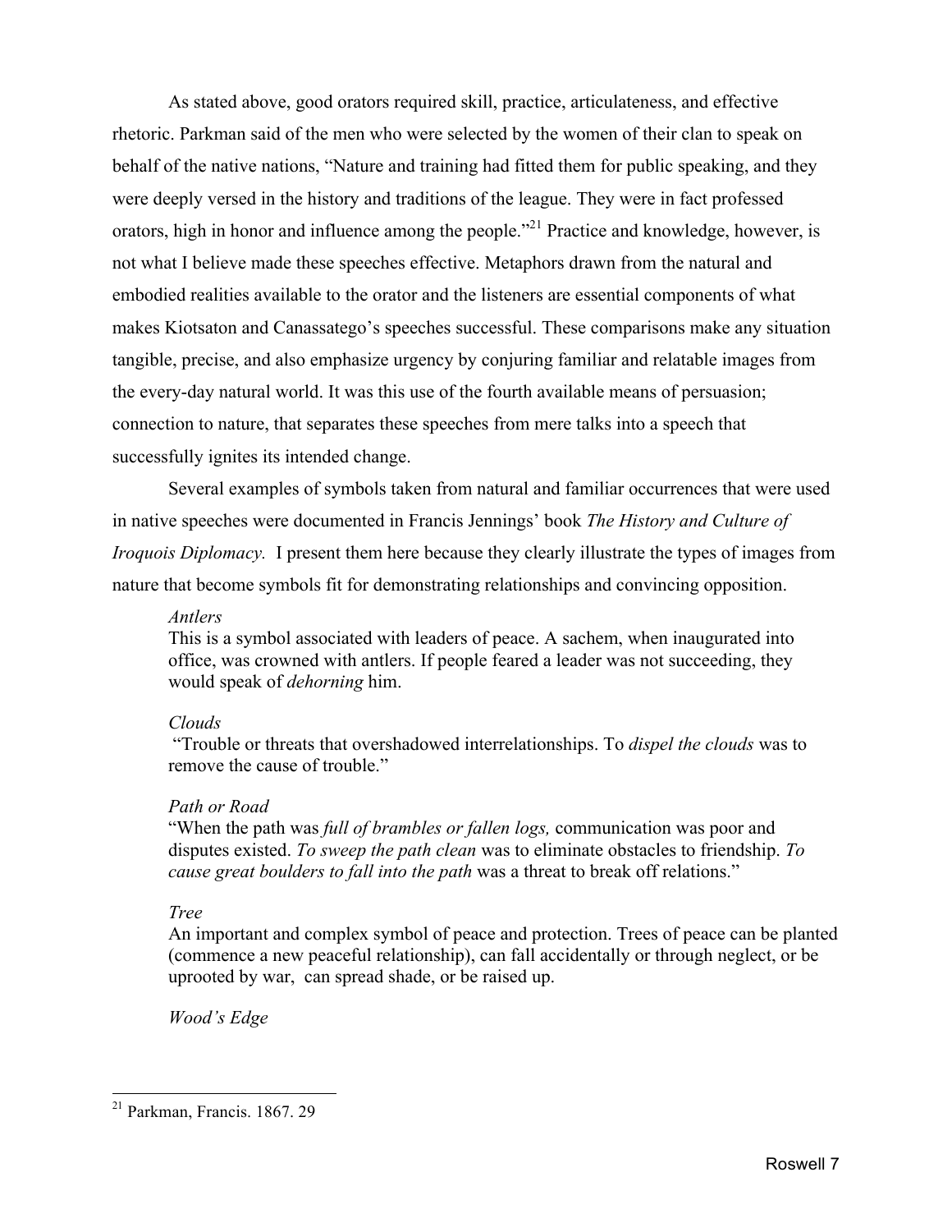As stated above, good orators required skill, practice, articulateness, and effective rhetoric. Parkman said of the men who were selected by the women of their clan to speak on behalf of the native nations, "Nature and training had fitted them for public speaking, and they were deeply versed in the history and traditions of the league. They were in fact professed orators, high in honor and influence among the people."[21] Practice and knowledge, however, is not what I believe made these speeches effective. Metaphors drawn from the natural and embodied realities available to the orator and the listeners are essential components of what makes Kiotsaton and Canassatego's speeches successful. These comparisons make any situation tangible, precise, and also emphasize urgency by conjuring familiar and relatable images from the every-day natural world. It was this use of the fourth available means of persuasion; connection to nature, that separates these speeches from mere talks into a speech that successfully ignites its intended change.

Several examples of symbols taken from natural and familiar occurrences that were used in native speeches were documented in Francis Jennings' book *The History and Culture of Iroquois Diplomacy.* I present them here because they clearly illustrate the types of images from nature that become symbols fit for demonstrating relationships and convincing opposition.

> *Antlers*
> This is a symbol associated with leaders of peace. A sachem, when inaugurated into office, was crowned with antlers. If people feared a leader was not succeeding, they would speak of *dehorning* him.
>
> *Clouds*
> "Trouble or threats that overshadowed interrelationships. To *dispel the clouds* was to remove the cause of trouble."
>
> *Path or Road*
> "When the path was *full of brambles or fallen logs,* communication was poor and disputes existed. *To sweep the path clean* was to eliminate obstacles to friendship. *To cause great boulders to fall into the path* was a threat to break off relations."
>
> *Tree*
> An important and complex symbol of peace and protection. Trees of peace can be planted (commence a new peaceful relationship), can fall accidentally or through neglect, or be uprooted by war, can spread shade, or be raised up.
>
> *Wood's Edge*

---

[21] Parkman, Francis. 1867. 29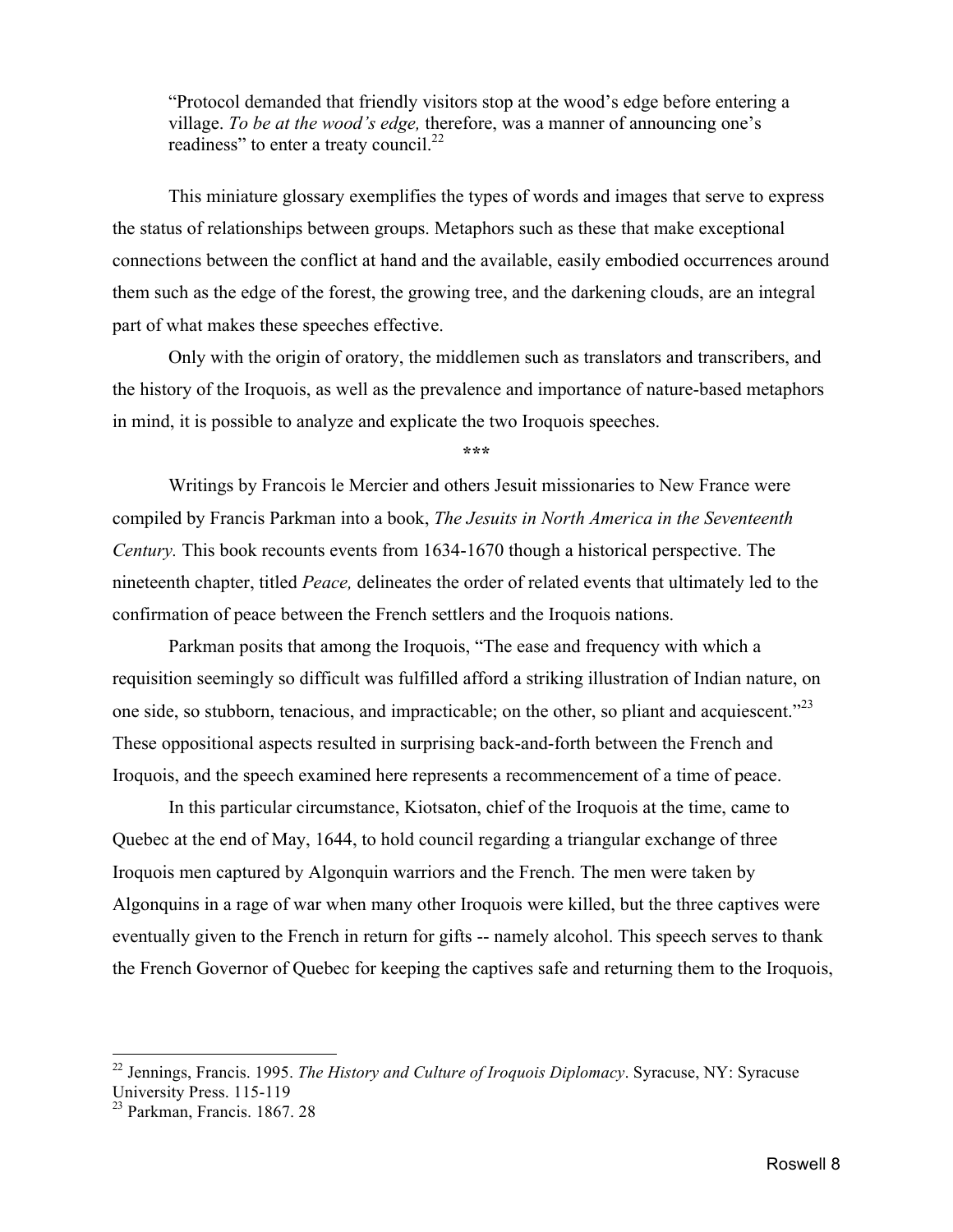> "Protocol demanded that friendly visitors stop at the wood's edge before entering a village. *To be at the wood's edge,* therefore, was a manner of announcing one's readiness" to enter a treaty council.[22]

This miniature glossary exemplifies the types of words and images that serve to express the status of relationships between groups. Metaphors such as these that make exceptional connections between the conflict at hand and the available, easily embodied occurrences around them such as the edge of the forest, the growing tree, and the darkening clouds, are an integral part of what makes these speeches effective.

Only with the origin of oratory, the middlemen such as translators and transcribers, and the history of the Iroquois, as well as the prevalence and importance of nature-based metaphors in mind, it is possible to analyze and explicate the two Iroquois speeches.

***

Writings by Francois le Mercier and others Jesuit missionaries to New France were compiled by Francis Parkman into a book, *The Jesuits in North America in the Seventeenth Century.* This book recounts events from 1634-1670 though a historical perspective. The nineteenth chapter, titled *Peace,* delineates the order of related events that ultimately led to the confirmation of peace between the French settlers and the Iroquois nations.

Parkman posits that among the Iroquois, "The ease and frequency with which a requisition seemingly so difficult was fulfilled afford a striking illustration of Indian nature, on one side, so stubborn, tenacious, and impracticable; on the other, so pliant and acquiescent."[23] These oppositional aspects resulted in surprising back-and-forth between the French and Iroquois, and the speech examined here represents a recommencement of a time of peace.

In this particular circumstance, Kiotsaton, chief of the Iroquois at the time, came to Quebec at the end of May, 1644, to hold council regarding a triangular exchange of three Iroquois men captured by Algonquin warriors and the French. The men were taken by Algonquins in a rage of war when many other Iroquois were killed, but the three captives were eventually given to the French in return for gifts -- namely alcohol. This speech serves to thank the French Governor of Quebec for keeping the captives safe and returning them to the Iroquois,

---

[22] Jennings, Francis. 1995. *The History and Culture of Iroquois Diplomacy*. Syracuse, NY: Syracuse University Press. 115-119

[23] Parkman, Francis. 1867. 28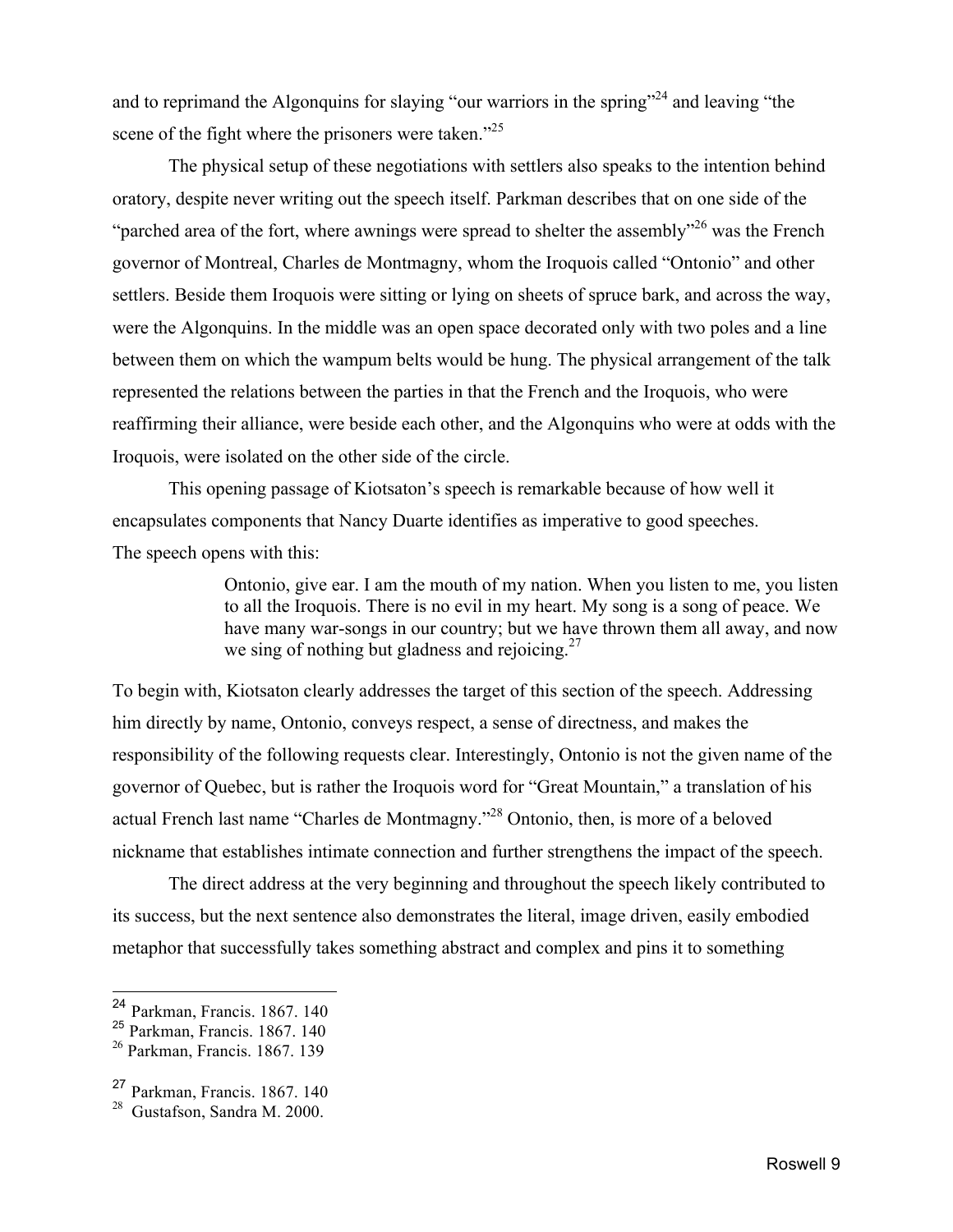and to reprimand the Algonquins for slaying "our warriors in the spring"[24] and leaving "the scene of the fight where the prisoners were taken."[25]

The physical setup of these negotiations with settlers also speaks to the intention behind oratory, despite never writing out the speech itself. Parkman describes that on one side of the "parched area of the fort, where awnings were spread to shelter the assembly"[26] was the French governor of Montreal, Charles de Montmagny, whom the Iroquois called "Ontonio" and other settlers. Beside them Iroquois were sitting or lying on sheets of spruce bark, and across the way, were the Algonquins. In the middle was an open space decorated only with two poles and a line between them on which the wampum belts would be hung. The physical arrangement of the talk represented the relations between the parties in that the French and the Iroquois, who were reaffirming their alliance, were beside each other, and the Algonquins who were at odds with the Iroquois, were isolated on the other side of the circle.

This opening passage of Kiotsaton's speech is remarkable because of how well it encapsulates components that Nancy Duarte identifies as imperative to good speeches.

The speech opens with this:

> Ontonio, give ear. I am the mouth of my nation. When you listen to me, you listen to all the Iroquois. There is no evil in my heart. My song is a song of peace. We have many war-songs in our country; but we have thrown them all away, and now we sing of nothing but gladness and rejoicing.[27]

To begin with, Kiotsaton clearly addresses the target of this section of the speech. Addressing him directly by name, Ontonio, conveys respect, a sense of directness, and makes the responsibility of the following requests clear. Interestingly, Ontonio is not the given name of the governor of Quebec, but is rather the Iroquois word for "Great Mountain," a translation of his actual French last name "Charles de Montmagny."[28] Ontonio, then, is more of a beloved nickname that establishes intimate connection and further strengthens the impact of the speech.

The direct address at the very beginning and throughout the speech likely contributed to its success, but the next sentence also demonstrates the literal, image driven, easily embodied metaphor that successfully takes something abstract and complex and pins it to something

---

[24] Parkman, Francis. 1867. 140

[25] Parkman, Francis. 1867. 140

[26] Parkman, Francis. 1867. 139

[27] Parkman, Francis. 1867. 140

[28] Gustafson, Sandra M. 2000.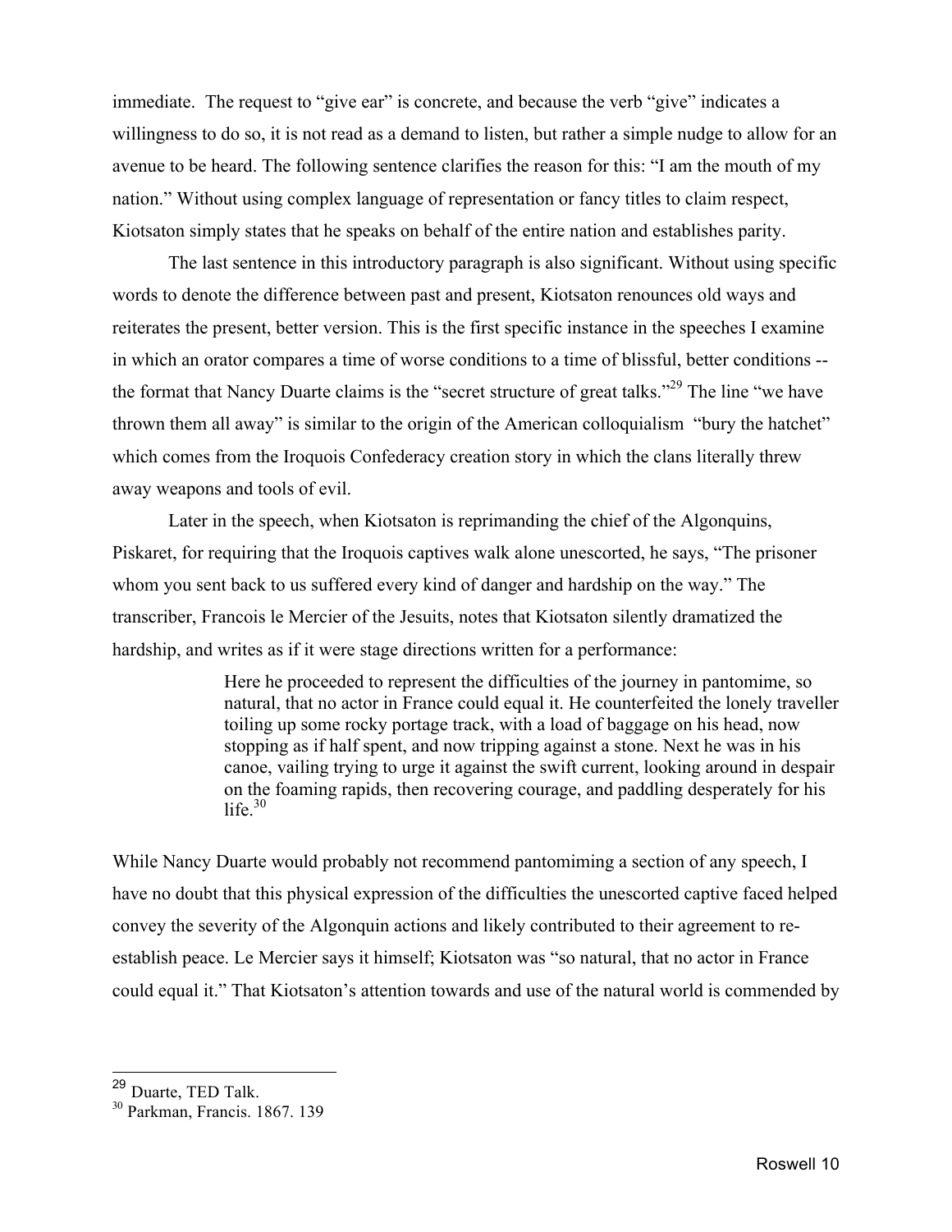immediate. The request to "give ear" is concrete, and because the verb "give" indicates a willingness to do so, it is not read as a demand to listen, but rather a simple nudge to allow for an avenue to be heard. The following sentence clarifies the reason for this: "I am the mouth of my nation." Without using complex language of representation or fancy titles to claim respect, Kiotsaton simply states that he speaks on behalf of the entire nation and establishes parity.

The last sentence in this introductory paragraph is also significant. Without using specific words to denote the difference between past and present, Kiotsaton renounces old ways and reiterates the present, better version. This is the first specific instance in the speeches I examine in which an orator compares a time of worse conditions to a time of blissful, better conditions -- the format that Nancy Duarte claims is the "secret structure of great talks."[29] The line "we have thrown them all away" is similar to the origin of the American colloquialism "bury the hatchet" which comes from the Iroquois Confederacy creation story in which the clans literally threw away weapons and tools of evil.

Later in the speech, when Kiotsaton is reprimanding the chief of the Algonquins, Piskaret, for requiring that the Iroquois captives walk alone unescorted, he says, "The prisoner whom you sent back to us suffered every kind of danger and hardship on the way." The transcriber, Francois le Mercier of the Jesuits, notes that Kiotsaton silently dramatized the hardship, and writes as if it were stage directions written for a performance:

> Here he proceeded to represent the difficulties of the journey in pantomime, so natural, that no actor in France could equal it. He counterfeited the lonely traveller toiling up some rocky portage track, with a load of baggage on his head, now stopping as if half spent, and now tripping against a stone. Next he was in his canoe, vailing trying to urge it against the swift current, looking around in despair on the foaming rapids, then recovering courage, and paddling desperately for his life.[30]

While Nancy Duarte would probably not recommend pantomiming a section of any speech, I have no doubt that this physical expression of the difficulties the unescorted captive faced helped convey the severity of the Algonquin actions and likely contributed to their agreement to re-establish peace. Le Mercier says it himself; Kiotsaton was "so natural, that no actor in France could equal it." That Kiotsaton's attention towards and use of the natural world is commended by

---

[29] Duarte, TED Talk.

[30] Parkman, Francis. 1867. 139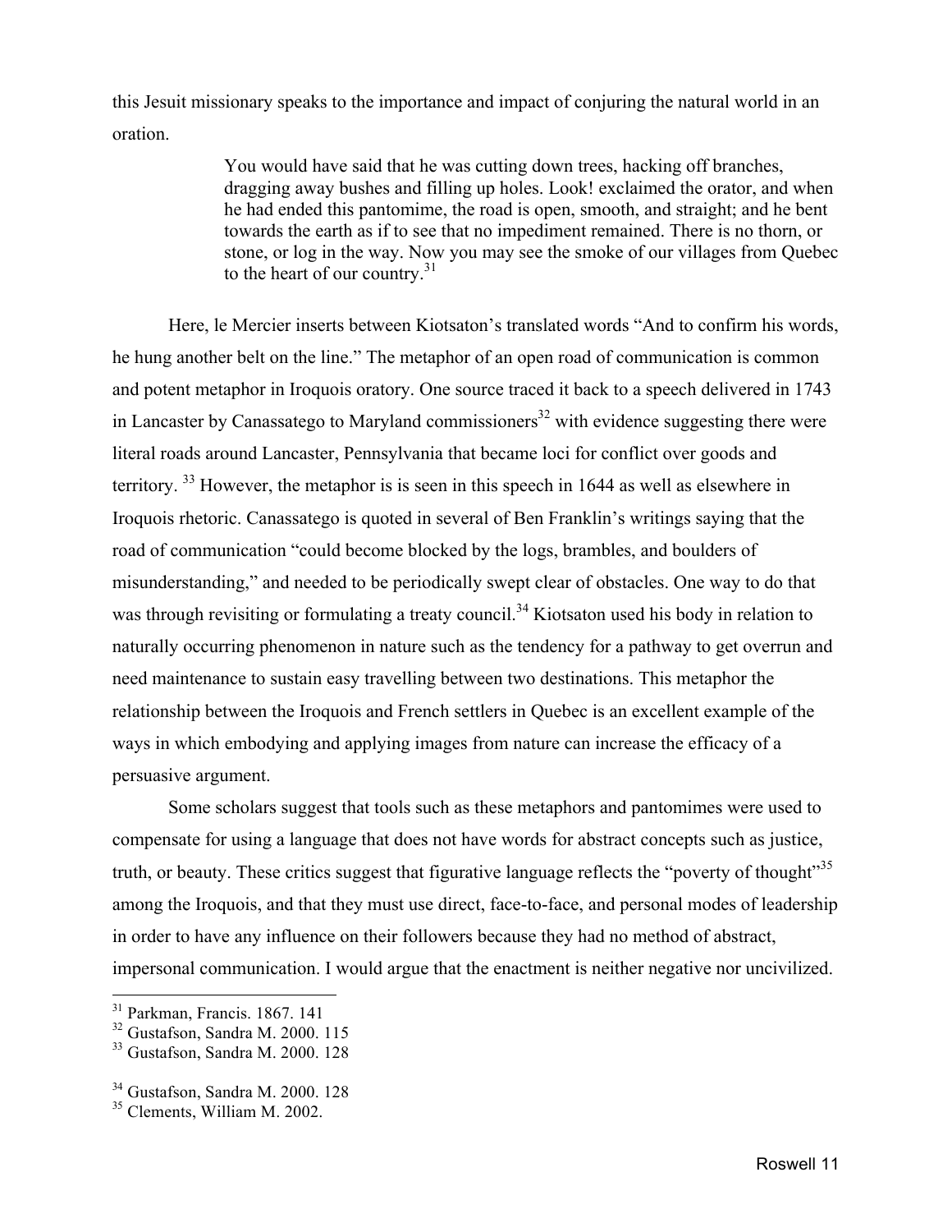this Jesuit missionary speaks to the importance and impact of conjuring the natural world in an oration.

> You would have said that he was cutting down trees, hacking off branches, dragging away bushes and filling up holes. Look! exclaimed the orator, and when he had ended this pantomime, the road is open, smooth, and straight; and he bent towards the earth as if to see that no impediment remained. There is no thorn, or stone, or log in the way. Now you may see the smoke of our villages from Quebec to the heart of our country.[31]

Here, le Mercier inserts between Kiotsaton's translated words "And to confirm his words, he hung another belt on the line." The metaphor of an open road of communication is common and potent metaphor in Iroquois oratory. One source traced it back to a speech delivered in 1743 in Lancaster by Canassatego to Maryland commissioners[32] with evidence suggesting there were literal roads around Lancaster, Pennsylvania that became loci for conflict over goods and territory. [33] However, the metaphor is is seen in this speech in 1644 as well as elsewhere in Iroquois rhetoric. Canassatego is quoted in several of Ben Franklin's writings saying that the road of communication "could become blocked by the logs, brambles, and boulders of misunderstanding," and needed to be periodically swept clear of obstacles. One way to do that was through revisiting or formulating a treaty council.[34] Kiotsaton used his body in relation to naturally occurring phenomenon in nature such as the tendency for a pathway to get overrun and need maintenance to sustain easy travelling between two destinations. This metaphor the relationship between the Iroquois and French settlers in Quebec is an excellent example of the ways in which embodying and applying images from nature can increase the efficacy of a persuasive argument.

Some scholars suggest that tools such as these metaphors and pantomimes were used to compensate for using a language that does not have words for abstract concepts such as justice, truth, or beauty. These critics suggest that figurative language reflects the "poverty of thought"[35] among the Iroquois, and that they must use direct, face-to-face, and personal modes of leadership in order to have any influence on their followers because they had no method of abstract, impersonal communication. I would argue that the enactment is neither negative nor uncivilized.

---

[31] Parkman, Francis. 1867. 141

[32] Gustafson, Sandra M. 2000. 115

[33] Gustafson, Sandra M. 2000. 128

[34] Gustafson, Sandra M. 2000. 128

[35] Clements, William M. 2002.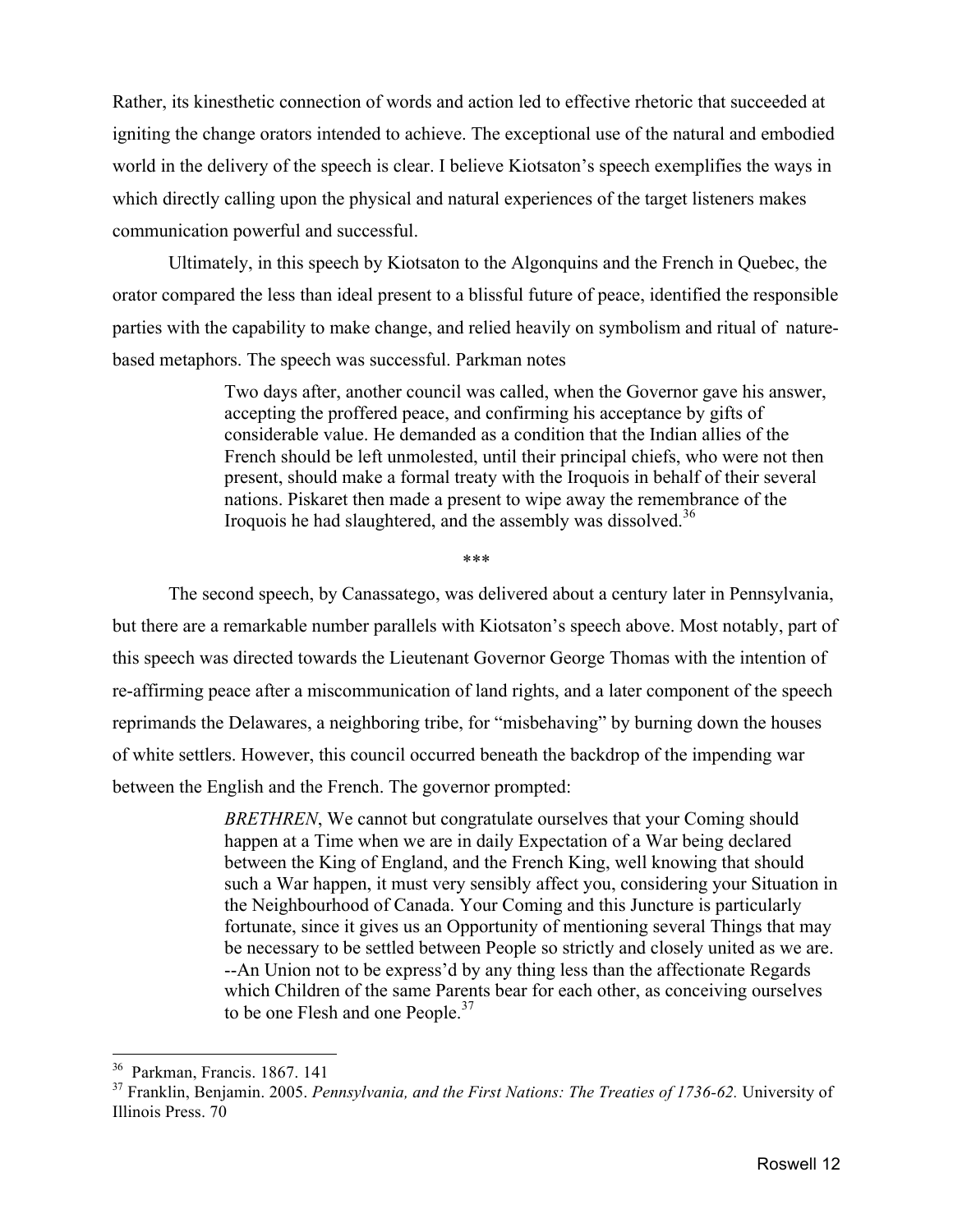Rather, its kinesthetic connection of words and action led to effective rhetoric that succeeded at igniting the change orators intended to achieve. The exceptional use of the natural and embodied world in the delivery of the speech is clear. I believe Kiotsaton's speech exemplifies the ways in which directly calling upon the physical and natural experiences of the target listeners makes communication powerful and successful.

Ultimately, in this speech by Kiotsaton to the Algonquins and the French in Quebec, the orator compared the less than ideal present to a blissful future of peace, identified the responsible parties with the capability to make change, and relied heavily on symbolism and ritual of nature-based metaphors. The speech was successful. Parkman notes

> Two days after, another council was called, when the Governor gave his answer, accepting the proffered peace, and confirming his acceptance by gifts of considerable value. He demanded as a condition that the Indian allies of the French should be left unmolested, until their principal chiefs, who were not then present, should make a formal treaty with the Iroquois in behalf of their several nations. Piskaret then made a present to wipe away the remembrance of the Iroquois he had slaughtered, and the assembly was dissolved.[36]

\*\*\*

The second speech, by Canassatego, was delivered about a century later in Pennsylvania, but there are a remarkable number parallels with Kiotsaton's speech above. Most notably, part of this speech was directed towards the Lieutenant Governor George Thomas with the intention of re-affirming peace after a miscommunication of land rights, and a later component of the speech reprimands the Delawares, a neighboring tribe, for "misbehaving" by burning down the houses of white settlers. However, this council occurred beneath the backdrop of the impending war between the English and the French. The governor prompted:

> *BRETHREN*, We cannot but congratulate ourselves that your Coming should happen at a Time when we are in daily Expectation of a War being declared between the King of England, and the French King, well knowing that should such a War happen, it must very sensibly affect you, considering your Situation in the Neighbourhood of Canada. Your Coming and this Juncture is particularly fortunate, since it gives us an Opportunity of mentioning several Things that may be necessary to be settled between People so strictly and closely united as we are. --An Union not to be express'd by any thing less than the affectionate Regards which Children of the same Parents bear for each other, as conceiving ourselves to be one Flesh and one People.[37]

---

[36] Parkman, Francis. 1867. 141

[37] Franklin, Benjamin. 2005. *Pennsylvania, and the First Nations: The Treaties of 1736-62.* University of Illinois Press. 70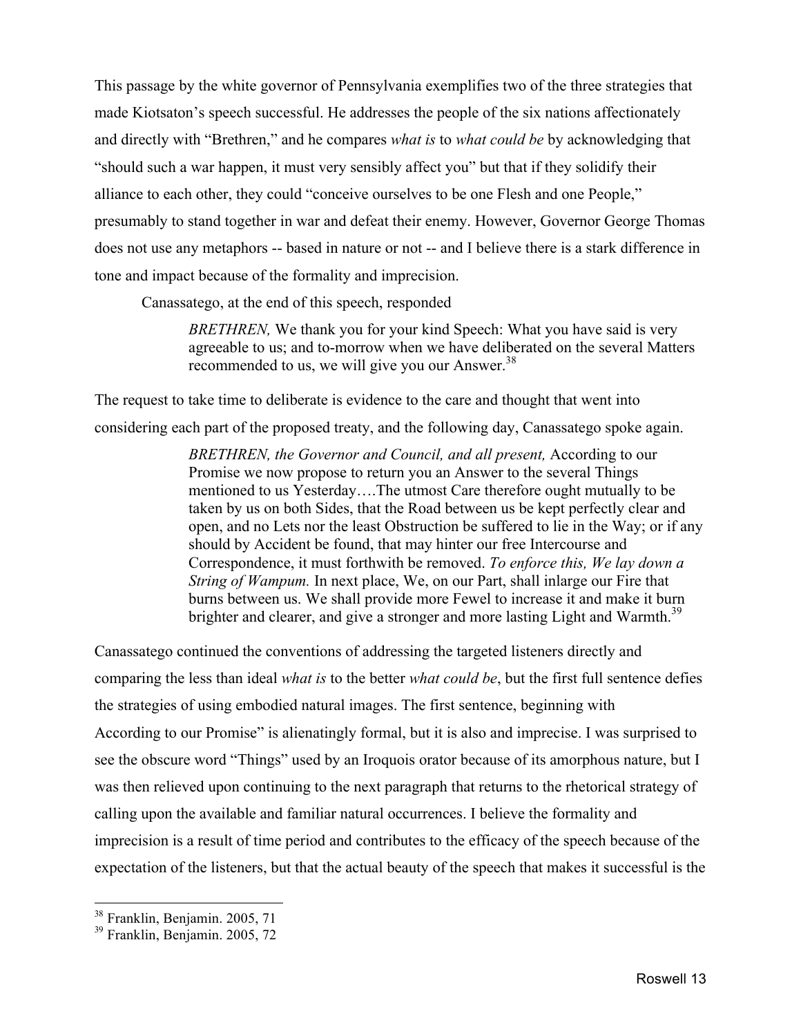This passage by the white governor of Pennsylvania exemplifies two of the three strategies that made Kiotsaton's speech successful. He addresses the people of the six nations affectionately and directly with "Brethren," and he compares *what is* to *what could be* by acknowledging that "should such a war happen, it must very sensibly affect you" but that if they solidify their alliance to each other, they could "conceive ourselves to be one Flesh and one People," presumably to stand together in war and defeat their enemy. However, Governor George Thomas does not use any metaphors -- based in nature or not -- and I believe there is a stark difference in tone and impact because of the formality and imprecision.

Canassatego, at the end of this speech, responded

> *BRETHREN,* We thank you for your kind Speech: What you have said is very agreeable to us; and to-morrow when we have deliberated on the several Matters recommended to us, we will give you our Answer.[38]

The request to take time to deliberate is evidence to the care and thought that went into considering each part of the proposed treaty, and the following day, Canassatego spoke again.

> *BRETHREN, the Governor and Council, and all present,* According to our Promise we now propose to return you an Answer to the several Things mentioned to us Yesterday….The utmost Care therefore ought mutually to be taken by us on both Sides, that the Road between us be kept perfectly clear and open, and no Lets nor the least Obstruction be suffered to lie in the Way; or if any should by Accident be found, that may hinter our free Intercourse and Correspondence, it must forthwith be removed. *To enforce this, We lay down a String of Wampum.* In next place, We, on our Part, shall inlarge our Fire that burns between us. We shall provide more Fewel to increase it and make it burn brighter and clearer, and give a stronger and more lasting Light and Warmth.[39]

Canassatego continued the conventions of addressing the targeted listeners directly and comparing the less than ideal *what is* to the better *what could be*, but the first full sentence defies the strategies of using embodied natural images. The first sentence, beginning with According to our Promise" is alienatingly formal, but it is also and imprecise. I was surprised to see the obscure word "Things" used by an Iroquois orator because of its amorphous nature, but I was then relieved upon continuing to the next paragraph that returns to the rhetorical strategy of calling upon the available and familiar natural occurrences. I believe the formality and imprecision is a result of time period and contributes to the efficacy of the speech because of the expectation of the listeners, but that the actual beauty of the speech that makes it successful is the

[38] Franklin, Benjamin. 2005, 71

[39] Franklin, Benjamin. 2005, 72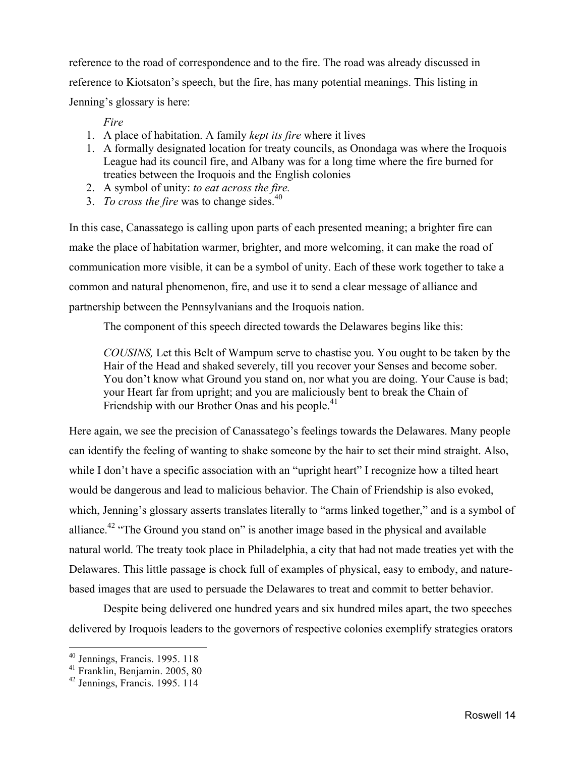reference to the road of correspondence and to the fire. The road was already discussed in reference to Kiotsaton's speech, but the fire, has many potential meanings. This listing in Jenning's glossary is here:

> *Fire*
> 1. A place of habitation. A family *kept its fire* where it lives
> 1. A formally designated location for treaty councils, as Onondaga was where the Iroquois League had its council fire, and Albany was for a long time where the fire burned for treaties between the Iroquois and the English colonies
> 2. A symbol of unity: *to eat across the fire.*
> 3. *To cross the fire* was to change sides.[40]

In this case, Canassatego is calling upon parts of each presented meaning; a brighter fire can make the place of habitation warmer, brighter, and more welcoming, it can make the road of communication more visible, it can be a symbol of unity. Each of these work together to take a common and natural phenomenon, fire, and use it to send a clear message of alliance and partnership between the Pennsylvanians and the Iroquois nation.

The component of this speech directed towards the Delawares begins like this:

> *COUSINS,* Let this Belt of Wampum serve to chastise you. You ought to be taken by the Hair of the Head and shaked severely, till you recover your Senses and become sober. You don't know what Ground you stand on, nor what you are doing. Your Cause is bad; your Heart far from upright; and you are maliciously bent to break the Chain of Friendship with our Brother Onas and his people.[41]

Here again, we see the precision of Canassatego's feelings towards the Delawares. Many people can identify the feeling of wanting to shake someone by the hair to set their mind straight. Also, while I don't have a specific association with an "upright heart" I recognize how a tilted heart would be dangerous and lead to malicious behavior. The Chain of Friendship is also evoked, which, Jenning's glossary asserts translates literally to "arms linked together," and is a symbol of alliance.[42] "The Ground you stand on" is another image based in the physical and available natural world. The treaty took place in Philadelphia, a city that had not made treaties yet with the Delawares. This little passage is chock full of examples of physical, easy to embody, and nature-based images that are used to persuade the Delawares to treat and commit to better behavior.

Despite being delivered one hundred years and six hundred miles apart, the two speeches delivered by Iroquois leaders to the governors of respective colonies exemplify strategies orators

---

[40] Jennings, Francis. 1995. 118
[41] Franklin, Benjamin. 2005, 80
[42] Jennings, Francis. 1995. 114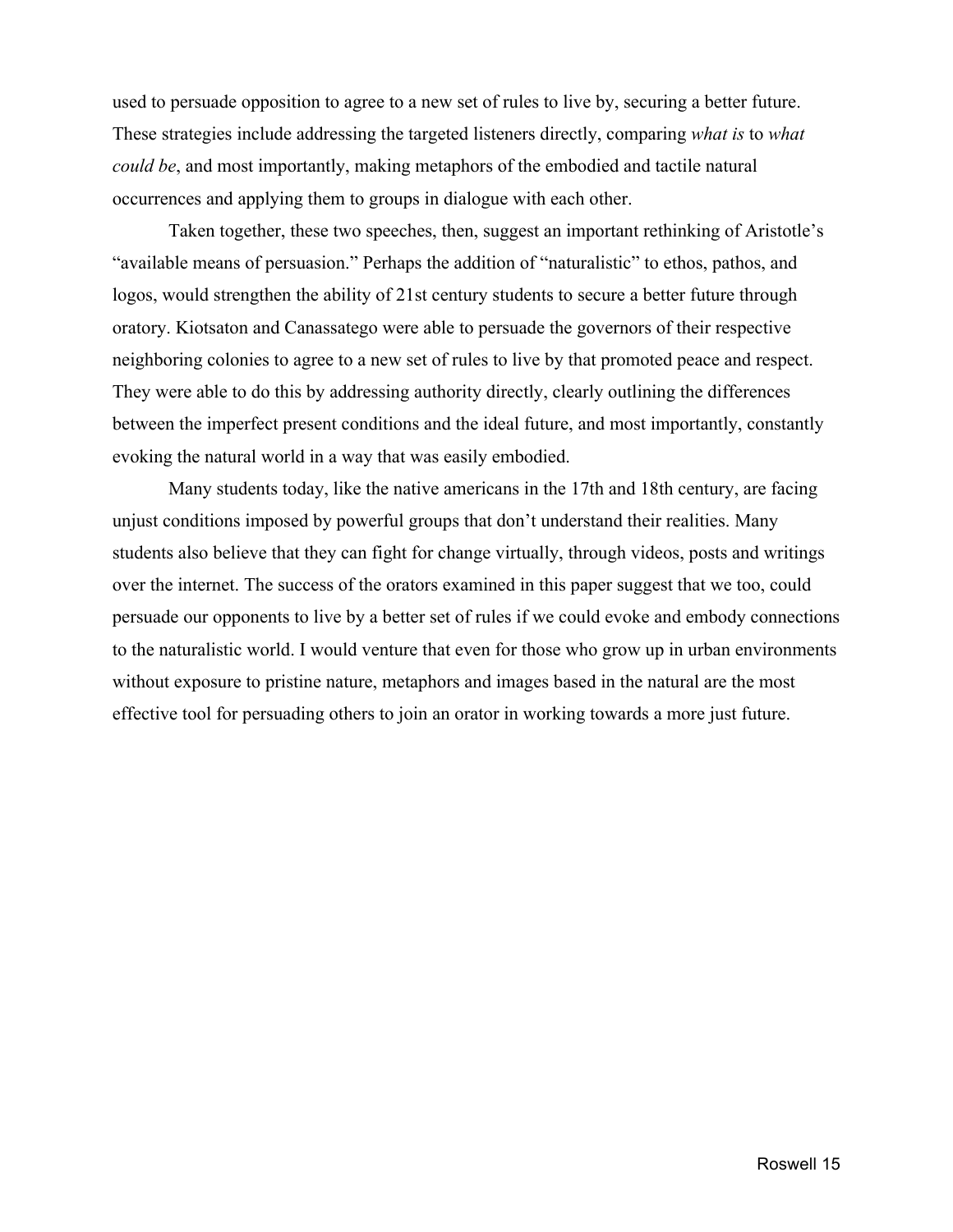used to persuade opposition to agree to a new set of rules to live by, securing a better future. These strategies include addressing the targeted listeners directly, comparing *what is* to *what could be*, and most importantly, making metaphors of the embodied and tactile natural occurrences and applying them to groups in dialogue with each other.

Taken together, these two speeches, then, suggest an important rethinking of Aristotle's "available means of persuasion." Perhaps the addition of "naturalistic" to ethos, pathos, and logos, would strengthen the ability of 21st century students to secure a better future through oratory. Kiotsaton and Canassatego were able to persuade the governors of their respective neighboring colonies to agree to a new set of rules to live by that promoted peace and respect. They were able to do this by addressing authority directly, clearly outlining the differences between the imperfect present conditions and the ideal future, and most importantly, constantly evoking the natural world in a way that was easily embodied.

Many students today, like the native americans in the 17th and 18th century, are facing unjust conditions imposed by powerful groups that don't understand their realities. Many students also believe that they can fight for change virtually, through videos, posts and writings over the internet. The success of the orators examined in this paper suggest that we too, could persuade our opponents to live by a better set of rules if we could evoke and embody connections to the naturalistic world. I would venture that even for those who grow up in urban environments without exposure to pristine nature, metaphors and images based in the natural are the most effective tool for persuading others to join an orator in working towards a more just future.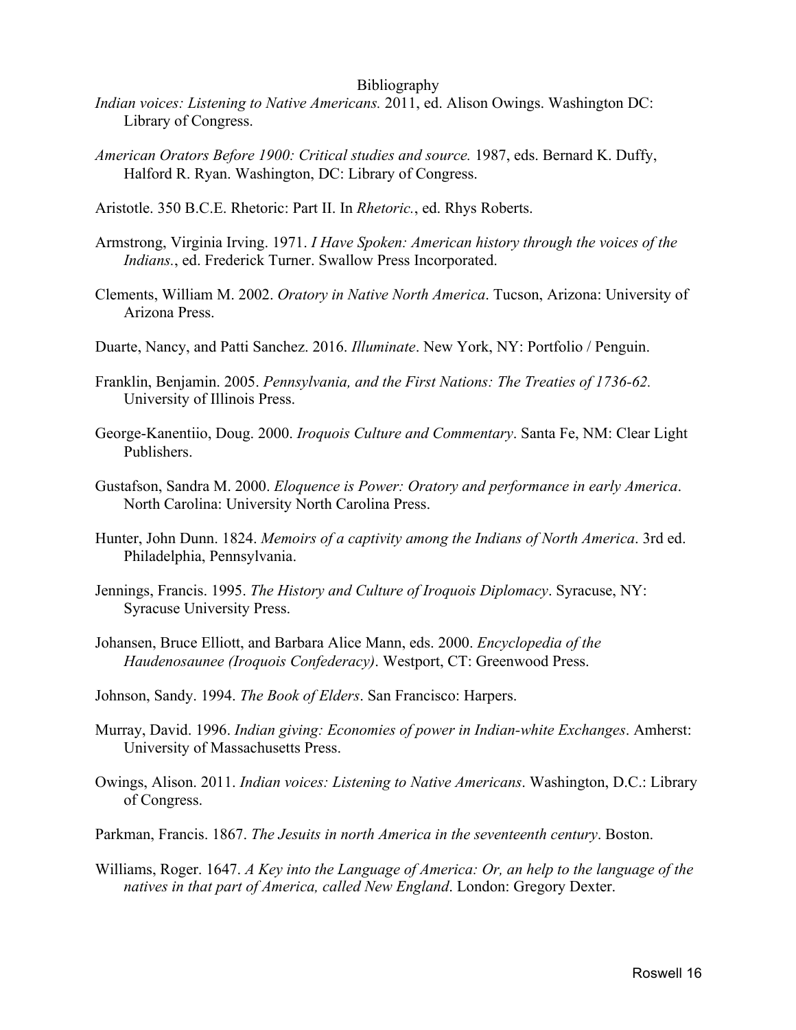# Bibliography

*Indian voices: Listening to Native Americans.* 2011, ed. Alison Owings. Washington DC: Library of Congress.

*American Orators Before 1900: Critical studies and source.* 1987, eds. Bernard K. Duffy, Halford R. Ryan. Washington, DC: Library of Congress.

Aristotle. 350 B.C.E. Rhetoric: Part II. In *Rhetoric.*, ed. Rhys Roberts.

Armstrong, Virginia Irving. 1971. *I Have Spoken: American history through the voices of the Indians.*, ed. Frederick Turner. Swallow Press Incorporated.

Clements, William M. 2002. *Oratory in Native North America*. Tucson, Arizona: University of Arizona Press.

Duarte, Nancy, and Patti Sanchez. 2016. *Illuminate*. New York, NY: Portfolio / Penguin.

Franklin, Benjamin. 2005. *Pennsylvania, and the First Nations: The Treaties of 1736-62.* University of Illinois Press.

George-Kanentiio, Doug. 2000. *Iroquois Culture and Commentary*. Santa Fe, NM: Clear Light Publishers.

Gustafson, Sandra M. 2000. *Eloquence is Power: Oratory and performance in early America*. North Carolina: University North Carolina Press.

Hunter, John Dunn. 1824. *Memoirs of a captivity among the Indians of North America*. 3rd ed. Philadelphia, Pennsylvania.

Jennings, Francis. 1995. *The History and Culture of Iroquois Diplomacy*. Syracuse, NY: Syracuse University Press.

Johansen, Bruce Elliott, and Barbara Alice Mann, eds. 2000. *Encyclopedia of the Haudenosaunee (Iroquois Confederacy)*. Westport, CT: Greenwood Press.

Johnson, Sandy. 1994. *The Book of Elders*. San Francisco: Harpers.

Murray, David. 1996. *Indian giving: Economies of power in Indian-white Exchanges*. Amherst: University of Massachusetts Press.

Owings, Alison. 2011. *Indian voices: Listening to Native Americans*. Washington, D.C.: Library of Congress.

Parkman, Francis. 1867. *The Jesuits in north America in the seventeenth century*. Boston.

Williams, Roger. 1647. *A Key into the Language of America: Or, an help to the language of the natives in that part of America, called New England*. London: Gregory Dexter.